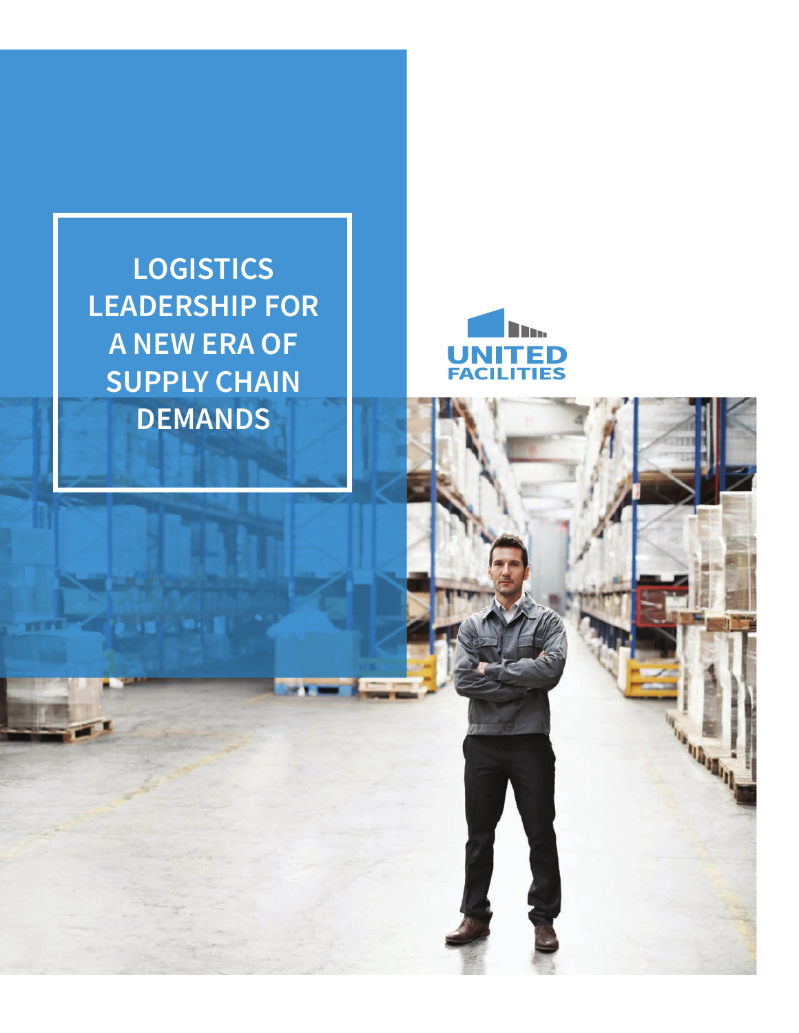# LOGISTICS LEADERSHIP FOR A NEW ERA OF SUPPLY CHAIN DEMANDS

UNITED FACILITIES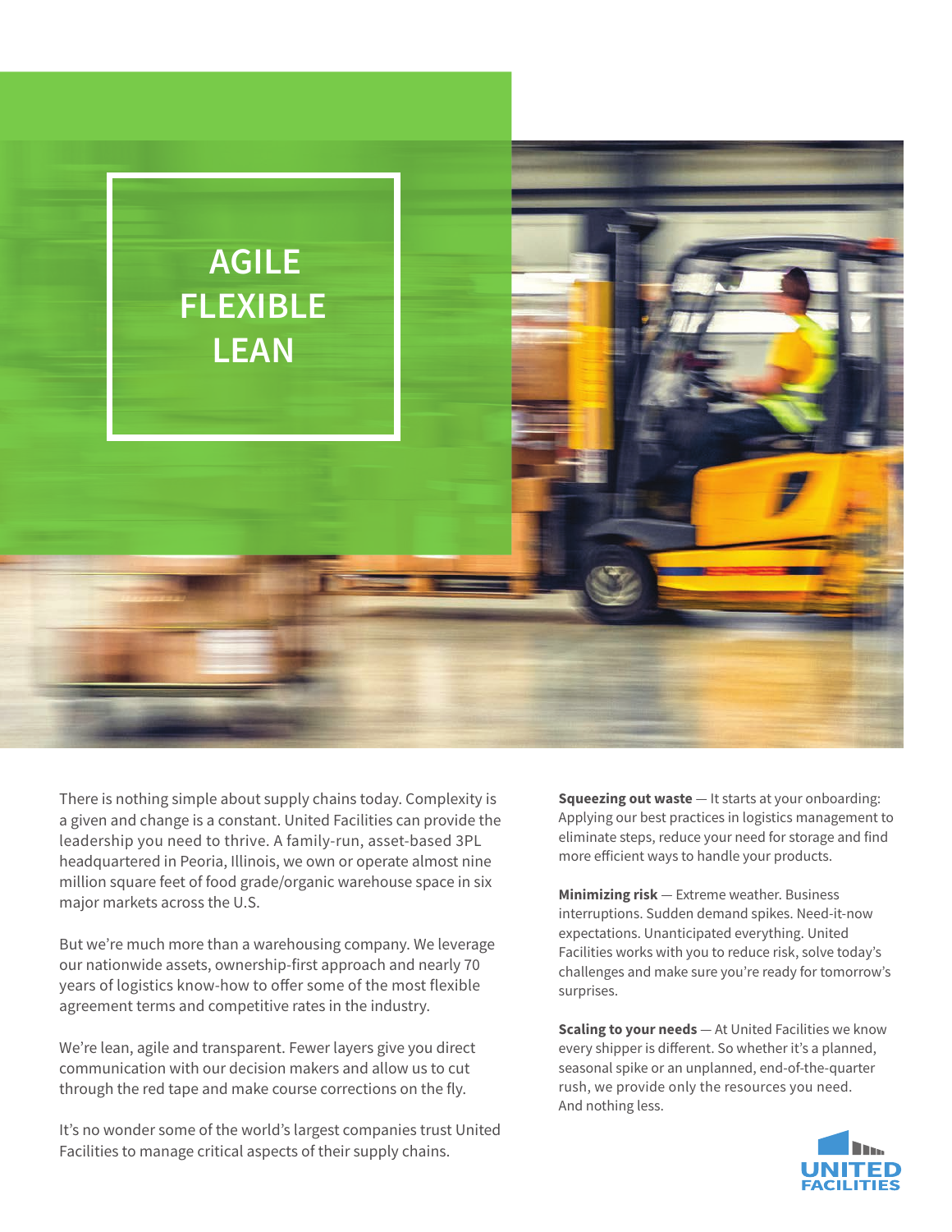# AGILE FLEXIBLE LEAN

There is nothing simple about supply chains today. Complexity is a given and change is a constant. United Facilities can provide the leadership you need to thrive. A family-run, asset-based 3PL headquartered in Peoria, Illinois, we own or operate almost nine million square feet of food grade/organic warehouse space in six major markets across the U.S.

But we're much more than a warehousing company. We leverage our nationwide assets, ownership-first approach and nearly 70 years of logistics know-how to offer some of the most flexible agreement terms and competitive rates in the industry.

We're lean, agile and transparent. Fewer layers give you direct communication with our decision makers and allow us to cut through the red tape and make course corrections on the fly.

It's no wonder some of the world's largest companies trust United Facilities to manage critical aspects of their supply chains.

**Squeezing out waste** — It starts at your onboarding: Applying our best practices in logistics management to eliminate steps, reduce your need for storage and find more efficient ways to handle your products.

**Minimizing risk** — Extreme weather. Business interruptions. Sudden demand spikes. Need-it-now expectations. Unanticipated everything. United Facilities works with you to reduce risk, solve today's challenges and make sure you're ready for tomorrow's surprises.

**Scaling to your needs** — At United Facilities we know every shipper is different. So whether it's a planned, seasonal spike or an unplanned, end-of-the-quarter rush, we provide only the resources you need. And nothing less.

UNITED FACILITIES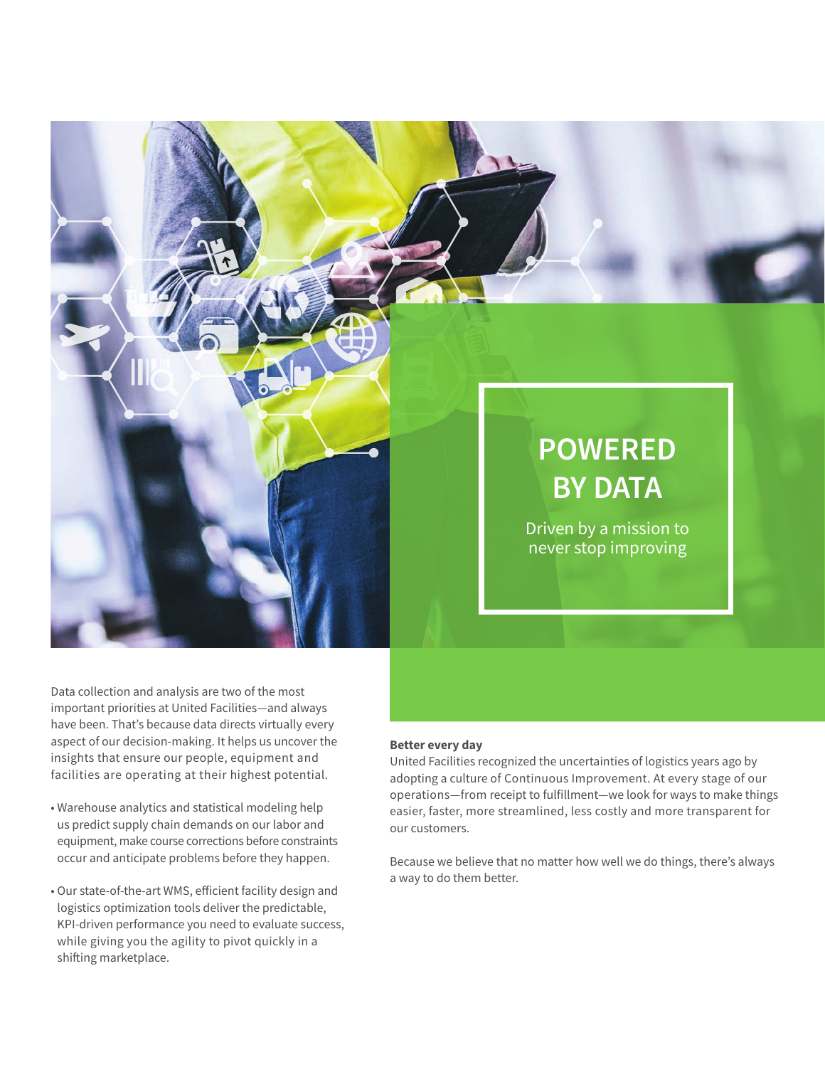# POWERED BY DATA

Driven by a mission to never stop improving

Data collection and analysis are two of the most important priorities at United Facilities—and always have been. That's because data directs virtually every aspect of our decision-making. It helps us uncover the insights that ensure our people, equipment and facilities are operating at their highest potential.

- Warehouse analytics and statistical modeling help us predict supply chain demands on our labor and equipment, make course corrections before constraints occur and anticipate problems before they happen.
- Our state-of-the-art WMS, efficient facility design and logistics optimization tools deliver the predictable, KPI-driven performance you need to evaluate success, while giving you the agility to pivot quickly in a shifting marketplace.

**Better every day**

United Facilities recognized the uncertainties of logistics years ago by adopting a culture of Continuous Improvement. At every stage of our operations—from receipt to fulfillment—we look for ways to make things easier, faster, more streamlined, less costly and more transparent for our customers.

Because we believe that no matter how well we do things, there's always a way to do them better.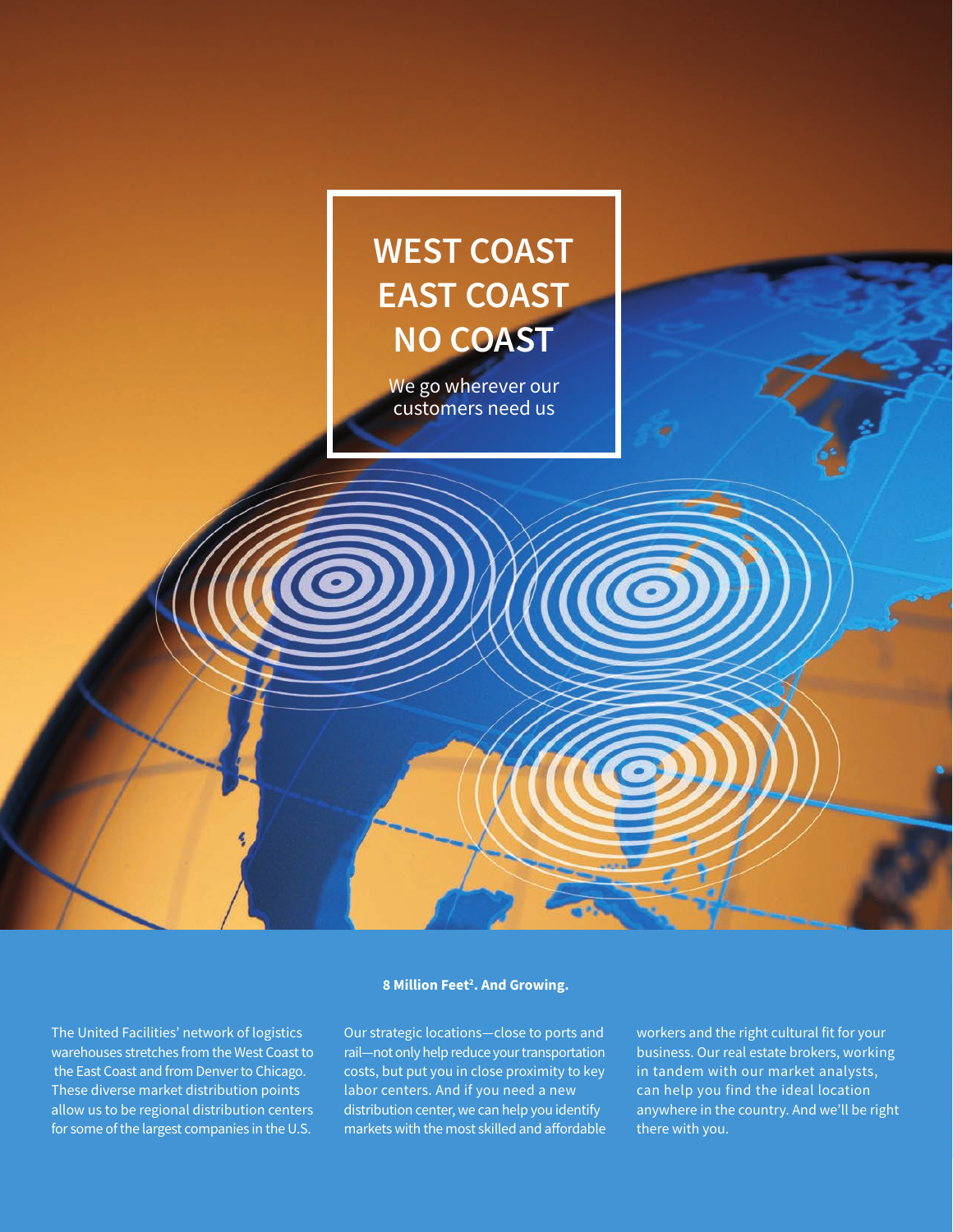# WEST COAST EAST COAST NO COAST

We go wherever our customers need us

**8 Million Feet$^2$. And Growing.**

The United Facilities' network of logistics warehouses stretches from the West Coast to the East Coast and from Denver to Chicago. These diverse market distribution points allow us to be regional distribution centers for some of the largest companies in the U.S.

Our strategic locations—close to ports and rail—not only help reduce your transportation costs, but put you in close proximity to key labor centers. And if you need a new distribution center, we can help you identify markets with the most skilled and affordable workers and the right cultural fit for your business. Our real estate brokers, working in tandem with our market analysts, can help you find the ideal location anywhere in the country. And we'll be right there with you.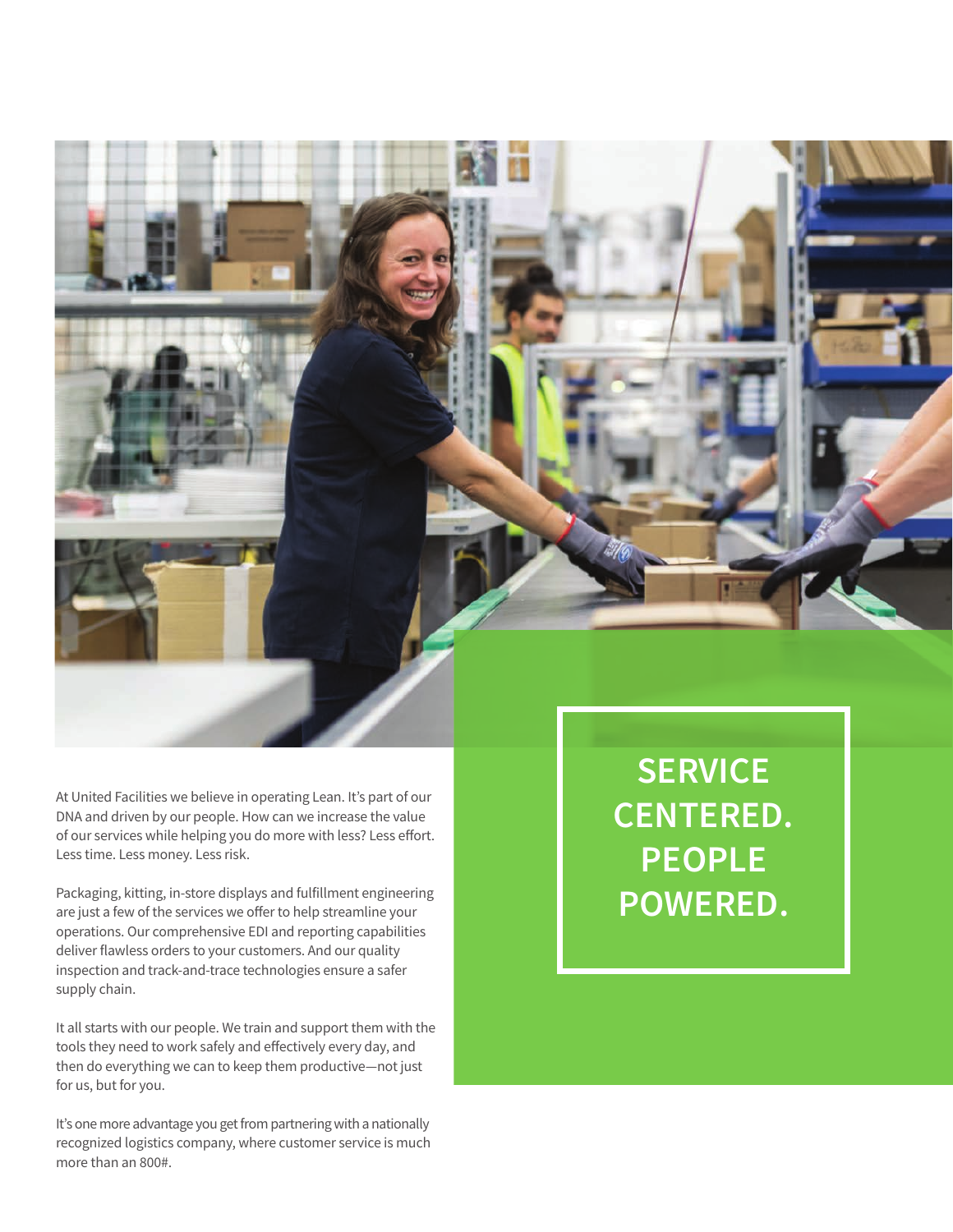## SERVICE CENTERED. PEOPLE POWERED.

At United Facilities we believe in operating Lean. It's part of our DNA and driven by our people. How can we increase the value of our services while helping you do more with less? Less effort. Less time. Less money. Less risk.

Packaging, kitting, in-store displays and fulfillment engineering are just a few of the services we offer to help streamline your operations. Our comprehensive EDI and reporting capabilities deliver flawless orders to your customers. And our quality inspection and track-and-trace technologies ensure a safer supply chain.

It all starts with our people. We train and support them with the tools they need to work safely and effectively every day, and then do everything we can to keep them productive—not just for us, but for you.

It's one more advantage you get from partnering with a nationally recognized logistics company, where customer service is much more than an 800#.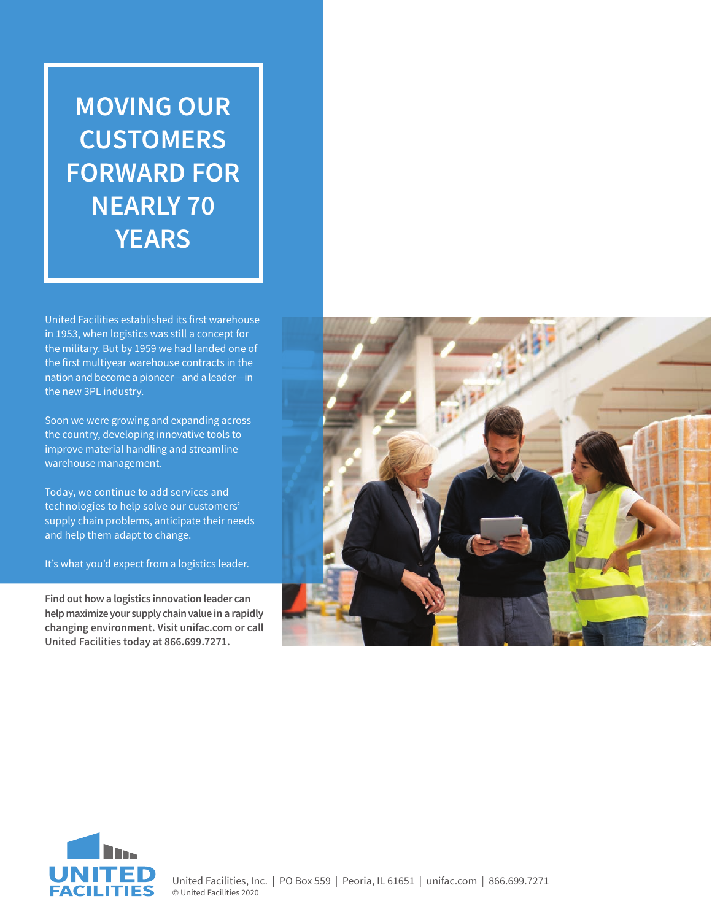# MOVING OUR CUSTOMERS FORWARD FOR NEARLY 70 YEARS

United Facilities established its first warehouse in 1953, when logistics was still a concept for the military. But by 1959 we had landed one of the first multiyear warehouse contracts in the nation and become a pioneer—and a leader—in the new 3PL industry.

Soon we were growing and expanding across the country, developing innovative tools to improve material handling and streamline warehouse management.

Today, we continue to add services and technologies to help solve our customers' supply chain problems, anticipate their needs and help them adapt to change.

It's what you'd expect from a logistics leader.

**Find out how a logistics innovation leader can help maximize your supply chain value in a rapidly changing environment. Visit unifac.com or call United Facilities today at 866.699.7271.**

UNITED FACILITIES

United Facilities, Inc. | PO Box 559 | Peoria, IL 61651 | unifac.com | 866.699.7271
© United Facilities 2020